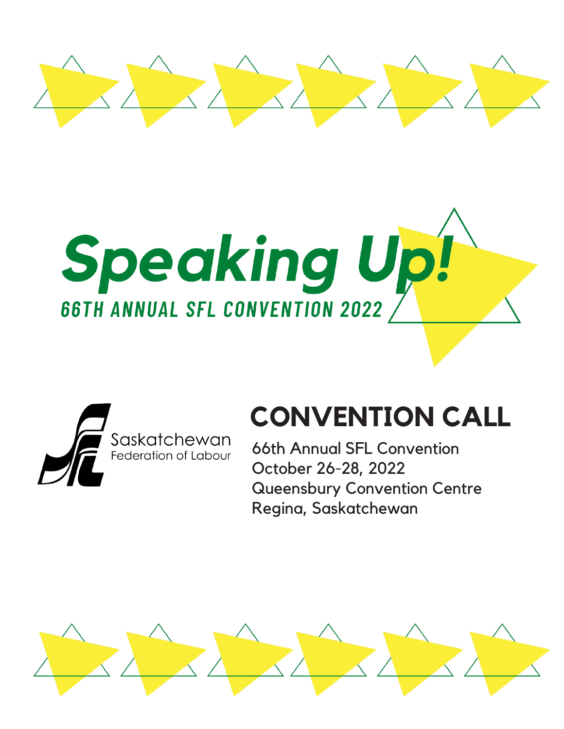# Speaking Up!

## 66TH ANNUAL SFL CONVENTION 2022

Saskatchewan Federation of Labour

# CONVENTION CALL

66th Annual SFL Convention
October 26-28, 2022
Queensbury Convention Centre
Regina, Saskatchewan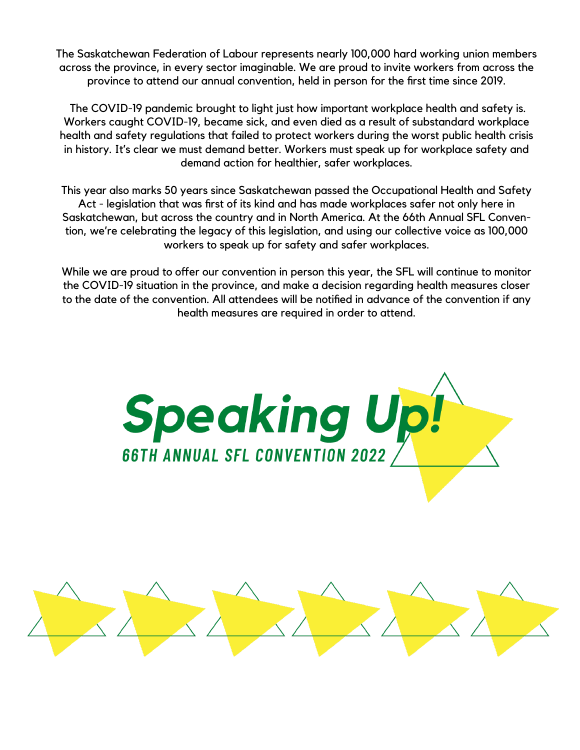The Saskatchewan Federation of Labour represents nearly 100,000 hard working union members across the province, in every sector imaginable. We are proud to invite workers from across the province to attend our annual convention, held in person for the first time since 2019.

The COVID-19 pandemic brought to light just how important workplace health and safety is. Workers caught COVID-19, became sick, and even died as a result of substandard workplace health and safety regulations that failed to protect workers during the worst public health crisis in history. It's clear we must demand better. Workers must speak up for workplace safety and demand action for healthier, safer workplaces.

This year also marks 50 years since Saskatchewan passed the Occupational Health and Safety Act - legislation that was first of its kind and has made workplaces safer not only here in Saskatchewan, but across the country and in North America. At the 66th Annual SFL Convention, we're celebrating the legacy of this legislation, and using our collective voice as 100,000 workers to speak up for safety and safer workplaces.

While we are proud to offer our convention in person this year, the SFL will continue to monitor the COVID-19 situation in the province, and make a decision regarding health measures closer to the date of the convention. All attendees will be notified in advance of the convention if any health measures are required in order to attend.

# Speaking Up!

## 66TH ANNUAL SFL CONVENTION 2022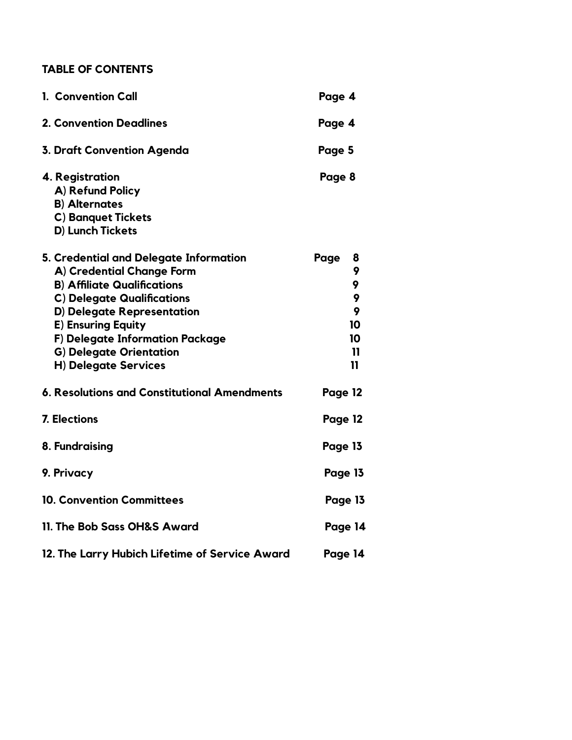## TABLE OF CONTENTS

| | |
|---|---|
| **1. Convention Call** | **Page 4** |
| **2. Convention Deadlines** | **Page 4** |
| **3. Draft Convention Agenda** | **Page 5** |
| **4. Registration** | **Page 8** |
| **A) Refund Policy** | |
| **B) Alternates** | |
| **C) Banquet Tickets** | |
| **D) Lunch Tickets** | |
| **5. Credential and Delegate Information** | **Page 8** |
| **A) Credential Change Form** | **9** |
| **B) Affiliate Qualifications** | **9** |
| **C) Delegate Qualifications** | **9** |
| **D) Delegate Representation** | **9** |
| **E) Ensuring Equity** | **10** |
| **F) Delegate Information Package** | **10** |
| **G) Delegate Orientation** | **11** |
| **H) Delegate Services** | **11** |
| **6. Resolutions and Constitutional Amendments** | **Page 12** |
| **7. Elections** | **Page 12** |
| **8. Fundraising** | **Page 13** |
| **9. Privacy** | **Page 13** |
| **10. Convention Committees** | **Page 13** |
| **11. The Bob Sass OH&S Award** | **Page 14** |
| **12. The Larry Hubich Lifetime of Service Award** | **Page 14** |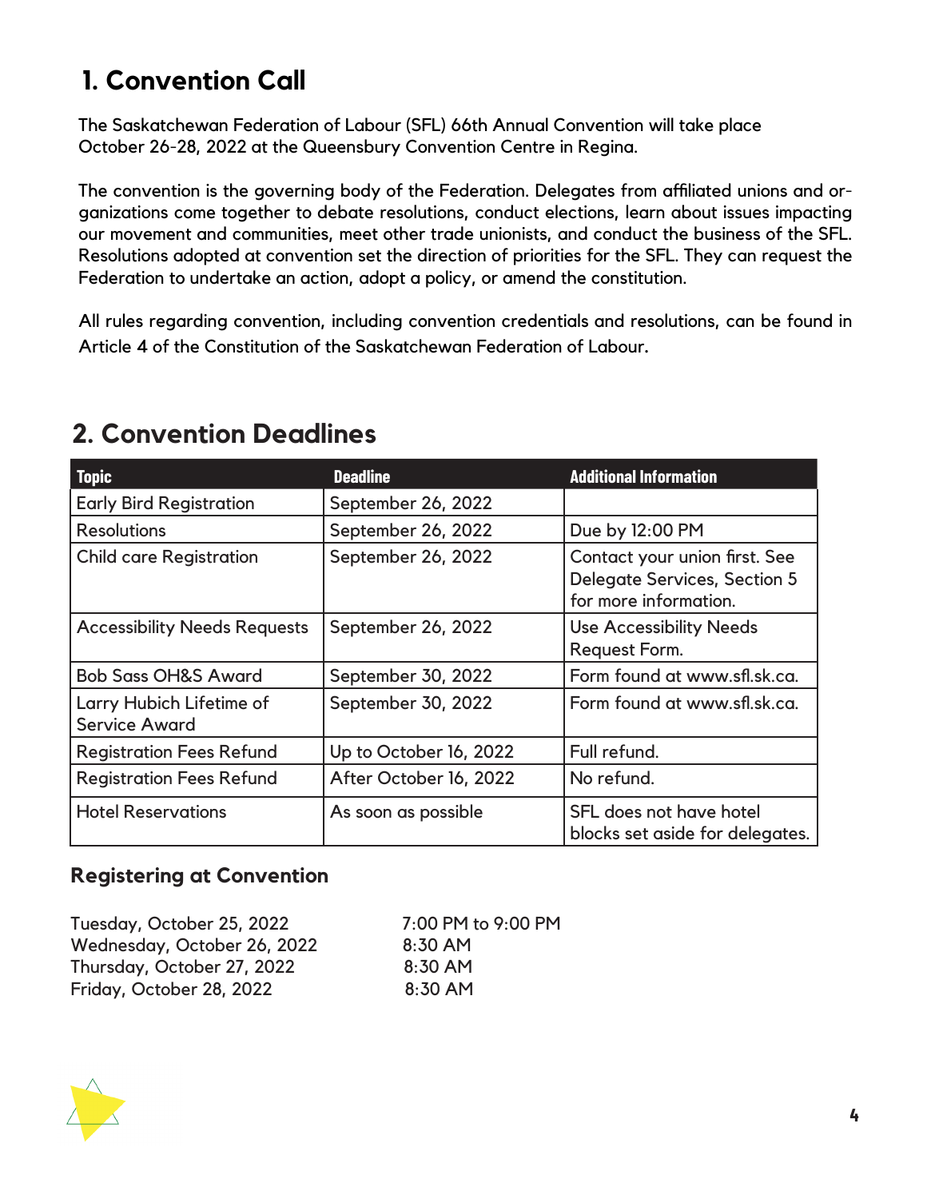## 1. Convention Call

The Saskatchewan Federation of Labour (SFL) 66th Annual Convention will take place October 26-28, 2022 at the Queensbury Convention Centre in Regina.

The convention is the governing body of the Federation. Delegates from affiliated unions and organizations come together to debate resolutions, conduct elections, learn about issues impacting our movement and communities, meet other trade unionists, and conduct the business of the SFL. Resolutions adopted at convention set the direction of priorities for the SFL. They can request the Federation to undertake an action, adopt a policy, or amend the constitution.

All rules regarding convention, including convention credentials and resolutions, can be found in Article 4 of the Constitution of the Saskatchewan Federation of Labour.

## 2. Convention Deadlines

| Topic | Deadline | Additional Information |
|---|---|---|
| Early Bird Registration | September 26, 2022 | |
| Resolutions | September 26, 2022 | Due by 12:00 PM |
| Child care Registration | September 26, 2022 | Contact your union first. See Delegate Services, Section 5 for more information. |
| Accessibility Needs Requests | September 26, 2022 | Use Accessibility Needs Request Form. |
| Bob Sass OH&S Award | September 30, 2022 | Form found at www.sfl.sk.ca. |
| Larry Hubich Lifetime of Service Award | September 30, 2022 | Form found at www.sfl.sk.ca. |
| Registration Fees Refund | Up to October 16, 2022 | Full refund. |
| Registration Fees Refund | After October 16, 2022 | No refund. |
| Hotel Reservations | As soon as possible | SFL does not have hotel blocks set aside for delegates. |

### Registering at Convention

| | |
|---|---|
| Tuesday, October 25, 2022 | 7:00 PM to 9:00 PM |
| Wednesday, October 26, 2022 | 8:30 AM |
| Thursday, October 27, 2022 | 8:30 AM |
| Friday, October 28, 2022 | 8:30 AM |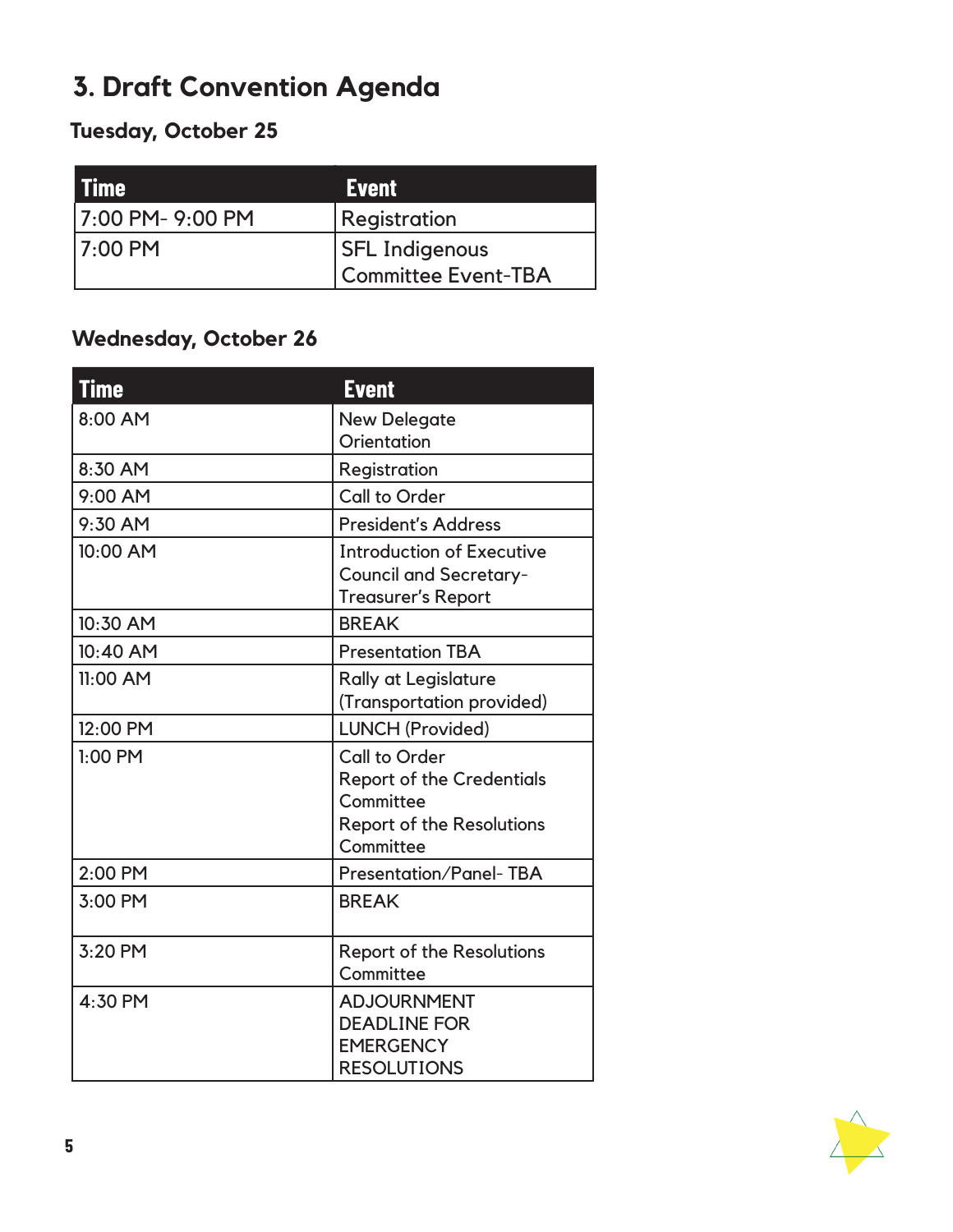# 3. Draft Convention Agenda

### Tuesday, October 25

| Time | Event |
|---|---|
| 7:00 PM- 9:00 PM | Registration |
| 7:00 PM | SFL Indigenous Committee Event-TBA |

### Wednesday, October 26

| Time | Event |
|---|---|
| 8:00 AM | New Delegate Orientation |
| 8:30 AM | Registration |
| 9:00 AM | Call to Order |
| 9:30 AM | President's Address |
| 10:00 AM | Introduction of Executive Council and Secretary-Treasurer's Report |
| 10:30 AM | BREAK |
| 10:40 AM | Presentation TBA |
| 11:00 AM | Rally at Legislature (Transportation provided) |
| 12:00 PM | LUNCH (Provided) |
| 1:00 PM | Call to Order<br>Report of the Credentials Committee<br>Report of the Resolutions Committee |
| 2:00 PM | Presentation/Panel- TBA |
| 3:00 PM | BREAK |
| 3:20 PM | Report of the Resolutions Committee |
| 4:30 PM | ADJOURNMENT<br>DEADLINE FOR EMERGENCY RESOLUTIONS |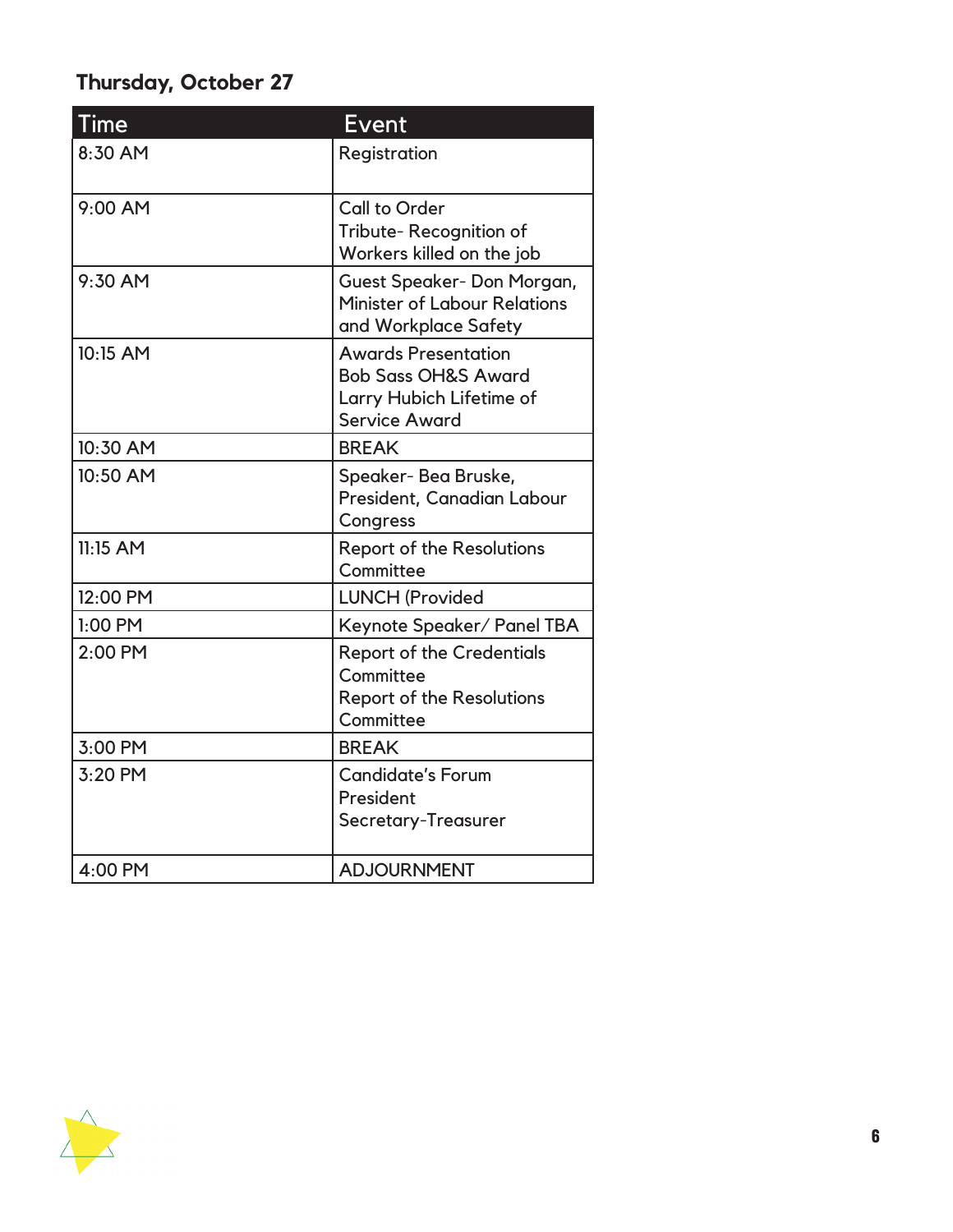### Thursday, October 27

| Time | Event |
|---|---|
| 8:30 AM | Registration |
| 9:00 AM | Call to Order<br>Tribute- Recognition of Workers killed on the job |
| 9:30 AM | Guest Speaker- Don Morgan, Minister of Labour Relations and Workplace Safety |
| 10:15 AM | Awards Presentation<br>Bob Sass OH&S Award<br>Larry Hubich Lifetime of Service Award |
| 10:30 AM | BREAK |
| 10:50 AM | Speaker- Bea Bruske, President, Canadian Labour Congress |
| 11:15 AM | Report of the Resolutions Committee |
| 12:00 PM | LUNCH (Provided |
| 1:00 PM | Keynote Speaker/ Panel TBA |
| 2:00 PM | Report of the Credentials Committee<br>Report of the Resolutions Committee |
| 3:00 PM | BREAK |
| 3:20 PM | Candidate's Forum<br>President<br>Secretary-Treasurer |
| 4:00 PM | ADJOURNMENT |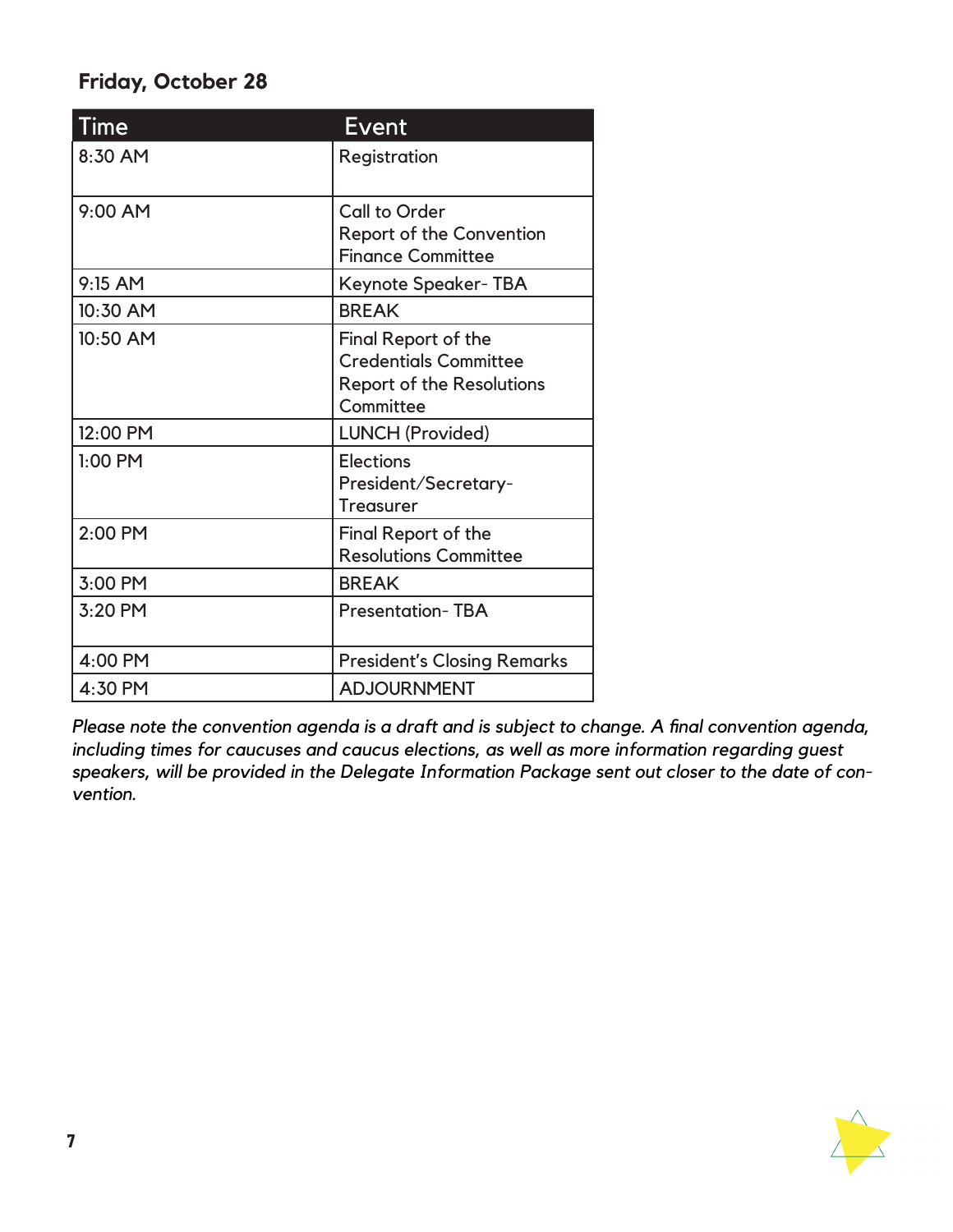**Friday, October 28**

| Time | Event |
|---|---|
| 8:30 AM | Registration |
| 9:00 AM | Call to Order<br>Report of the Convention Finance Committee |
| 9:15 AM | Keynote Speaker- TBA |
| 10:30 AM | BREAK |
| 10:50 AM | Final Report of the Credentials Committee<br>Report of the Resolutions Committee |
| 12:00 PM | LUNCH (Provided) |
| 1:00 PM | Elections<br>President/Secretary-Treasurer |
| 2:00 PM | Final Report of the Resolutions Committee |
| 3:00 PM | BREAK |
| 3:20 PM | Presentation- TBA |
| 4:00 PM | President's Closing Remarks |
| 4:30 PM | ADJOURNMENT |

*Please note the convention agenda is a draft and is subject to change. A final convention agenda, including times for caucuses and caucus elections, as well as more information regarding guest speakers, will be provided in the Delegate Information Package sent out closer to the date of convention.*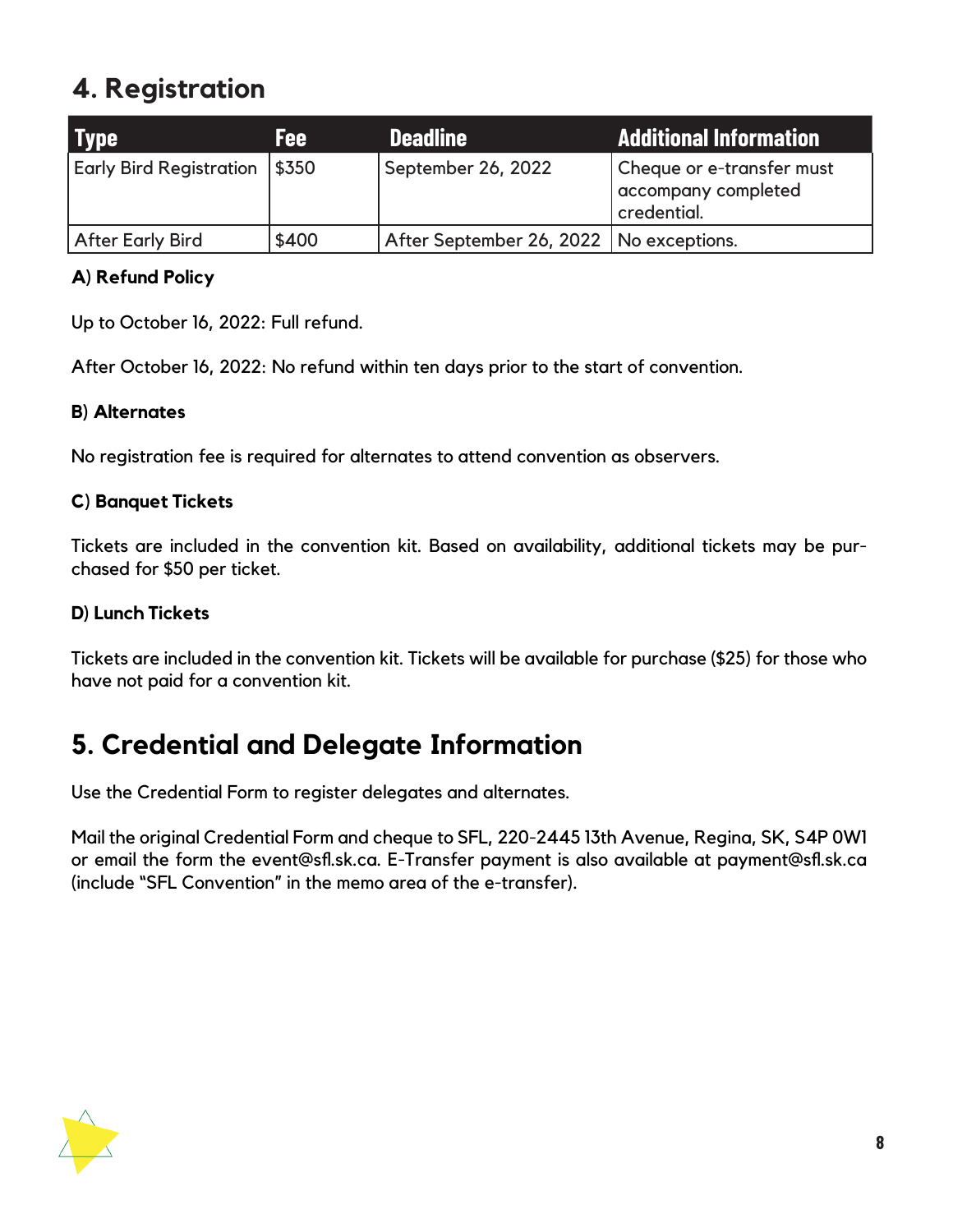## 4. Registration

| Type | Fee | Deadline | Additional Information |
| --- | --- | --- | --- |
| Early Bird Registration | $350 | September 26, 2022 | Cheque or e-transfer must accompany completed credential. |
| After Early Bird | $400 | After September 26, 2022 | No exceptions. |

**A) Refund Policy**

Up to October 16, 2022: Full refund.

After October 16, 2022: No refund within ten days prior to the start of convention.

**B) Alternates**

No registration fee is required for alternates to attend convention as observers.

**C) Banquet Tickets**

Tickets are included in the convention kit. Based on availability, additional tickets may be purchased for $50 per ticket.

**D) Lunch Tickets**

Tickets are included in the convention kit. Tickets will be available for purchase ($25) for those who have not paid for a convention kit.

## 5. Credential and Delegate Information

Use the Credential Form to register delegates and alternates.

Mail the original Credential Form and cheque to SFL, 220-2445 13th Avenue, Regina, SK, S4P 0W1 or email the form the event@sfl.sk.ca. E-Transfer payment is also available at payment@sfl.sk.ca (include "SFL Convention" in the memo area of the e-transfer).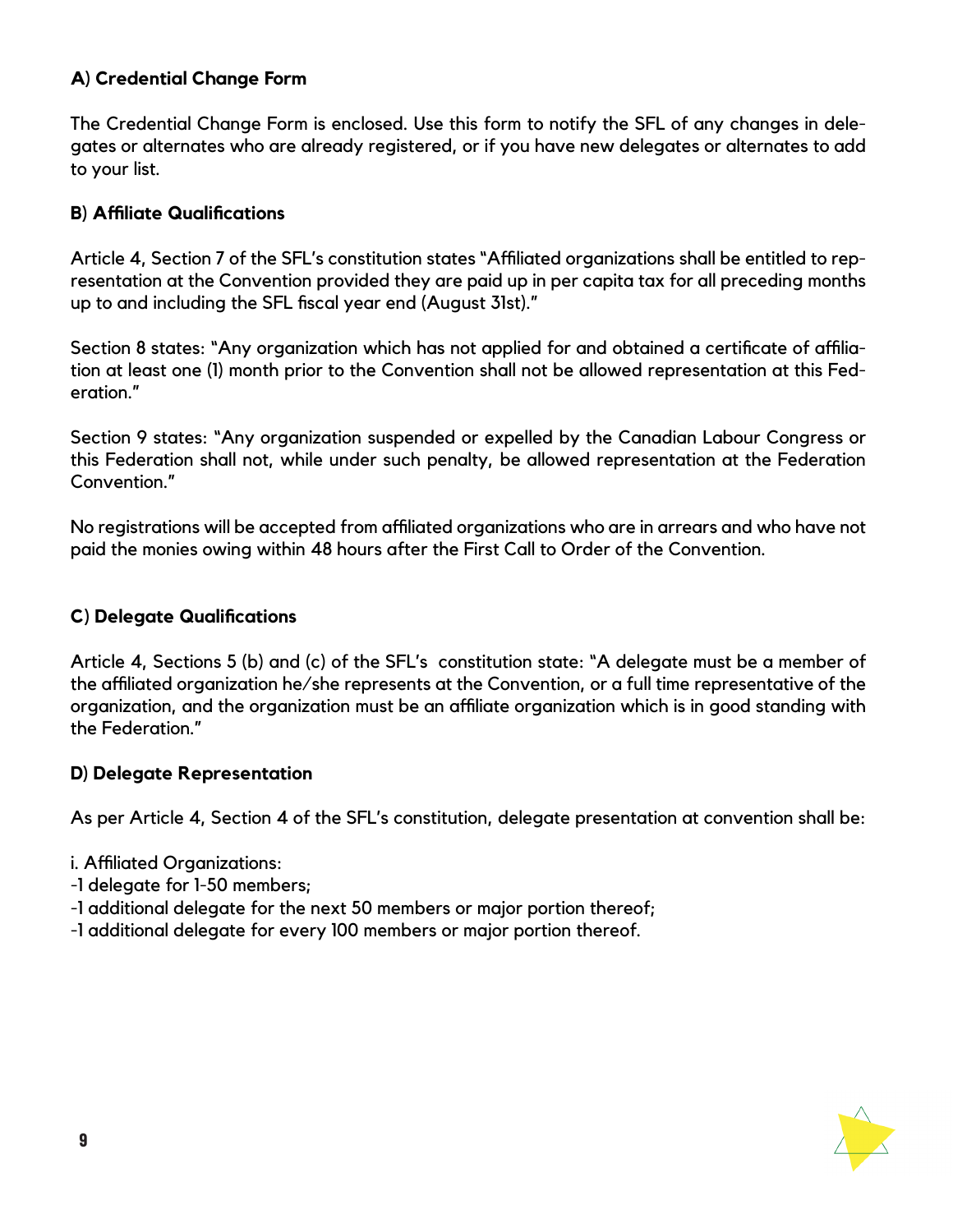### A) Credential Change Form

The Credential Change Form is enclosed. Use this form to notify the SFL of any changes in delegates or alternates who are already registered, or if you have new delegates or alternates to add to your list.

### B) Affiliate Qualifications

Article 4, Section 7 of the SFL's constitution states "Affiliated organizations shall be entitled to representation at the Convention provided they are paid up in per capita tax for all preceding months up to and including the SFL fiscal year end (August 31st)."

Section 8 states: "Any organization which has not applied for and obtained a certificate of affiliation at least one (1) month prior to the Convention shall not be allowed representation at this Federation."

Section 9 states: "Any organization suspended or expelled by the Canadian Labour Congress or this Federation shall not, while under such penalty, be allowed representation at the Federation Convention."

No registrations will be accepted from affiliated organizations who are in arrears and who have not paid the monies owing within 48 hours after the First Call to Order of the Convention.

### C) Delegate Qualifications

Article 4, Sections 5 (b) and (c) of the SFL's constitution state: "A delegate must be a member of the affiliated organization he/she represents at the Convention, or a full time representative of the organization, and the organization must be an affiliate organization which is in good standing with the Federation."

### D) Delegate Representation

As per Article 4, Section 4 of the SFL's constitution, delegate presentation at convention shall be:

i. Affiliated Organizations:
-1 delegate for 1-50 members;
-1 additional delegate for the next 50 members or major portion thereof;
-1 additional delegate for every 100 members or major portion thereof.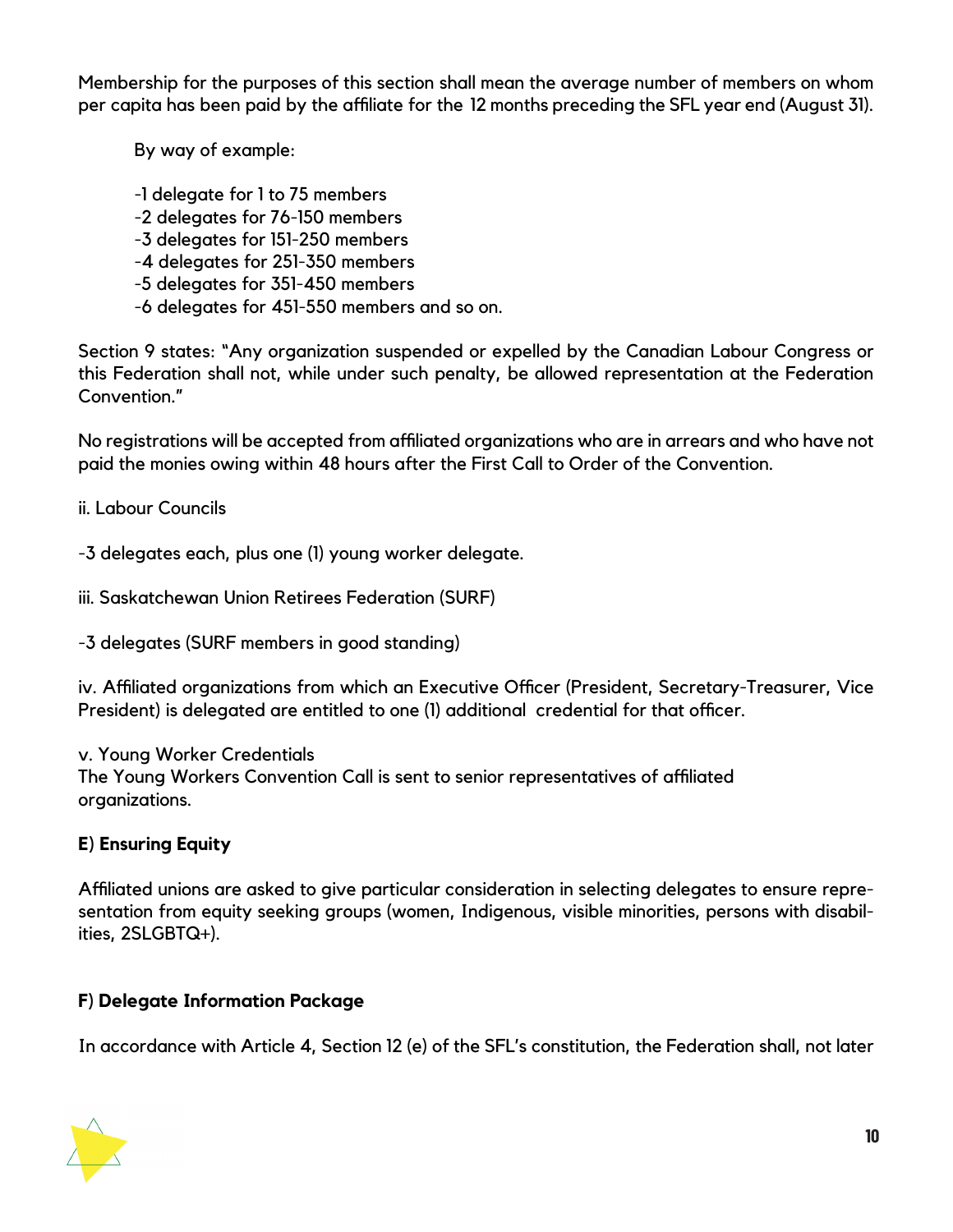Membership for the purposes of this section shall mean the average number of members on whom per capita has been paid by the affiliate for the 12 months preceding the SFL year end (August 31).

By way of example:

-1 delegate for 1 to 75 members
-2 delegates for 76-150 members
-3 delegates for 151-250 members
-4 delegates for 251-350 members
-5 delegates for 351-450 members
-6 delegates for 451-550 members and so on.

Section 9 states: "Any organization suspended or expelled by the Canadian Labour Congress or this Federation shall not, while under such penalty, be allowed representation at the Federation Convention."

No registrations will be accepted from affiliated organizations who are in arrears and who have not paid the monies owing within 48 hours after the First Call to Order of the Convention.

ii. Labour Councils

-3 delegates each, plus one (1) young worker delegate.

iii. Saskatchewan Union Retirees Federation (SURF)

-3 delegates (SURF members in good standing)

iv. Affiliated organizations from which an Executive Officer (President, Secretary-Treasurer, Vice President) is delegated are entitled to one (1) additional credential for that officer.

v. Young Worker Credentials
The Young Workers Convention Call is sent to senior representatives of affiliated organizations.

**E) Ensuring Equity**

Affiliated unions are asked to give particular consideration in selecting delegates to ensure representation from equity seeking groups (women, Indigenous, visible minorities, persons with disabilities, 2SLGBTQ+).

**F) Delegate Information Package**

In accordance with Article 4, Section 12 (e) of the SFL's constitution, the Federation shall, not later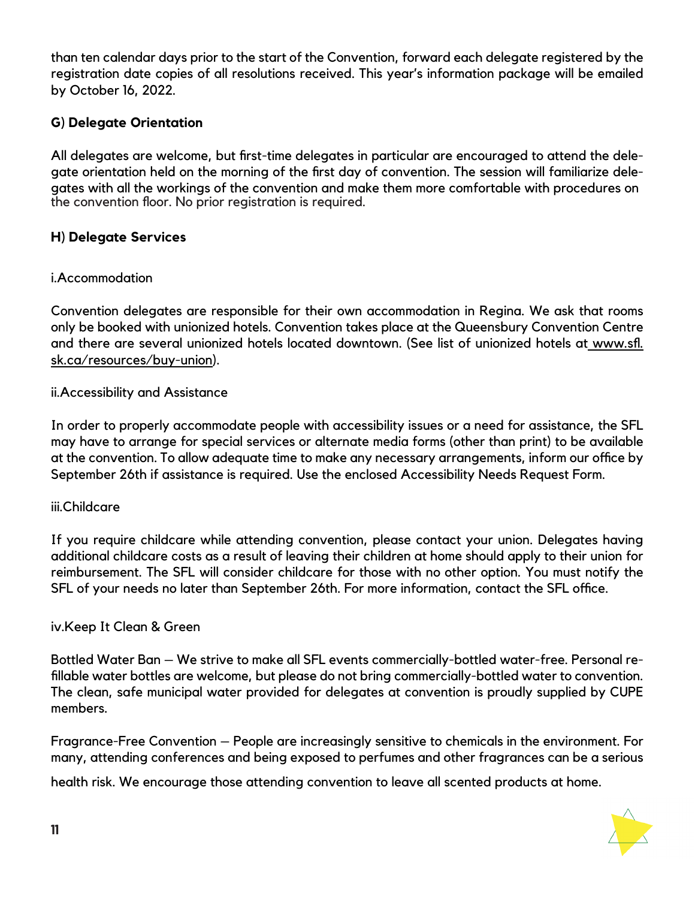than ten calendar days prior to the start of the Convention, forward each delegate registered by the registration date copies of all resolutions received. This year's information package will be emailed by October 16, 2022.

### G) Delegate Orientation

All delegates are welcome, but first-time delegates in particular are encouraged to attend the delegate orientation held on the morning of the first day of convention. The session will familiarize delegates with all the workings of the convention and make them more comfortable with procedures on the convention floor. No prior registration is required.

### H) Delegate Services

i.Accommodation

Convention delegates are responsible for their own accommodation in Regina. We ask that rooms only be booked with unionized hotels. Convention takes place at the Queensbury Convention Centre and there are several unionized hotels located downtown. (See list of unionized hotels at www.sfl.sk.ca/resources/buy-union).

ii.Accessibility and Assistance

In order to properly accommodate people with accessibility issues or a need for assistance, the SFL may have to arrange for special services or alternate media forms (other than print) to be available at the convention. To allow adequate time to make any necessary arrangements, inform our office by September 26th if assistance is required. Use the enclosed Accessibility Needs Request Form.

iii.Childcare

If you require childcare while attending convention, please contact your union. Delegates having additional childcare costs as a result of leaving their children at home should apply to their union for reimbursement. The SFL will consider childcare for those with no other option. You must notify the SFL of your needs no later than September 26th. For more information, contact the SFL office.

iv.Keep It Clean & Green

Bottled Water Ban – We strive to make all SFL events commercially-bottled water-free. Personal refillable water bottles are welcome, but please do not bring commercially-bottled water to convention. The clean, safe municipal water provided for delegates at convention is proudly supplied by CUPE members.

Fragrance-Free Convention – People are increasingly sensitive to chemicals in the environment. For many, attending conferences and being exposed to perfumes and other fragrances can be a serious health risk. We encourage those attending convention to leave all scented products at home.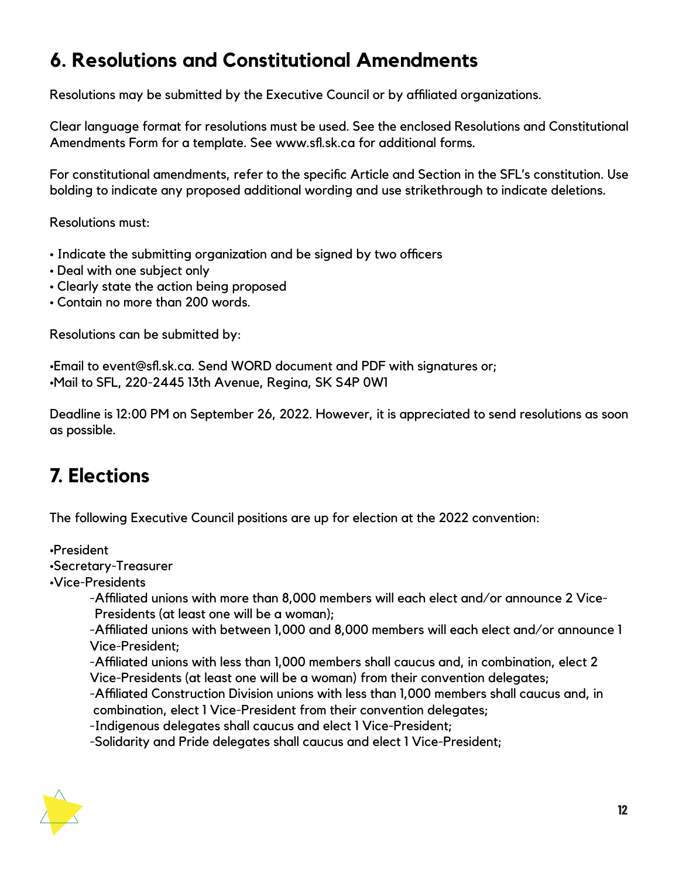## 6. Resolutions and Constitutional Amendments

Resolutions may be submitted by the Executive Council or by affiliated organizations.

Clear language format for resolutions must be used. See the enclosed Resolutions and Constitutional Amendments Form for a template. See www.sfl.sk.ca for additional forms.

For constitutional amendments, refer to the specific Article and Section in the SFL's constitution. Use bolding to indicate any proposed additional wording and use strikethrough to indicate deletions.

Resolutions must:

- Indicate the submitting organization and be signed by two officers
- Deal with one subject only
- Clearly state the action being proposed
- Contain no more than 200 words.

Resolutions can be submitted by:

- Email to event@sfl.sk.ca. Send WORD document and PDF with signatures or;
- Mail to SFL, 220-2445 13th Avenue, Regina, SK S4P 0W1

Deadline is 12:00 PM on September 26, 2022. However, it is appreciated to send resolutions as soon as possible.

## 7. Elections

The following Executive Council positions are up for election at the 2022 convention:

- President
- Secretary-Treasurer
- Vice-Presidents
  - Affiliated unions with more than 8,000 members will each elect and/or announce 2 Vice-Presidents (at least one will be a woman);
  - Affiliated unions with between 1,000 and 8,000 members will each elect and/or announce 1 Vice-President;
  - Affiliated unions with less than 1,000 members shall caucus and, in combination, elect 2 Vice-Presidents (at least one will be a woman) from their convention delegates;
  - Affiliated Construction Division unions with less than 1,000 members shall caucus and, in combination, elect 1 Vice-President from their convention delegates;
  - Indigenous delegates shall caucus and elect 1 Vice-President;
  - Solidarity and Pride delegates shall caucus and elect 1 Vice-President;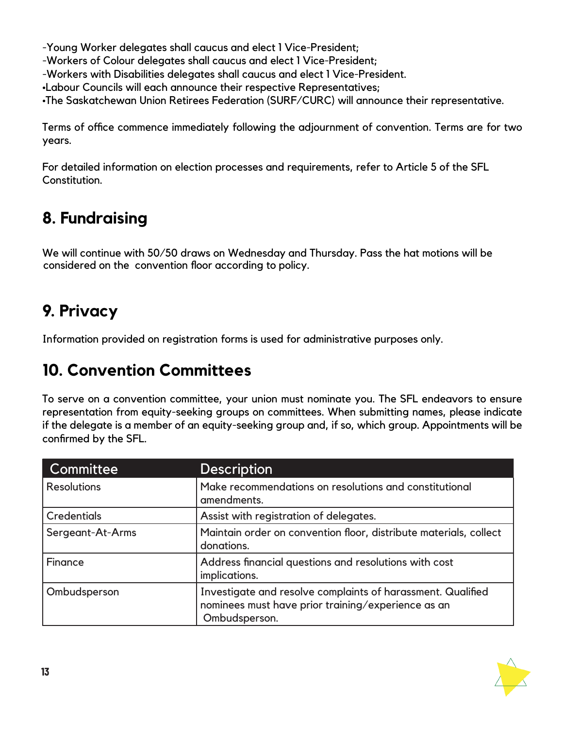-Young Worker delegates shall caucus and elect 1 Vice-President;
-Workers of Colour delegates shall caucus and elect 1 Vice-President;
-Workers with Disabilities delegates shall caucus and elect 1 Vice-President.
•Labour Councils will each announce their respective Representatives;
•The Saskatchewan Union Retirees Federation (SURF/CURC) will announce their representative.

Terms of office commence immediately following the adjournment of convention. Terms are for two years.

For detailed information on election processes and requirements, refer to Article 5 of the SFL Constitution.

## 8. Fundraising

We will continue with 50/50 draws on Wednesday and Thursday. Pass the hat motions will be considered on the convention floor according to policy.

## 9. Privacy

Information provided on registration forms is used for administrative purposes only.

## 10. Convention Committees

To serve on a convention committee, your union must nominate you. The SFL endeavors to ensure representation from equity-seeking groups on committees. When submitting names, please indicate if the delegate is a member of an equity-seeking group and, if so, which group. Appointments will be confirmed by the SFL.

| Committee | Description |
|---|---|
| Resolutions | Make recommendations on resolutions and constitutional amendments. |
| Credentials | Assist with registration of delegates. |
| Sergeant-At-Arms | Maintain order on convention floor, distribute materials, collect donations. |
| Finance | Address financial questions and resolutions with cost implications. |
| Ombudsperson | Investigate and resolve complaints of harassment. Qualified nominees must have prior training/experience as an Ombudsperson. |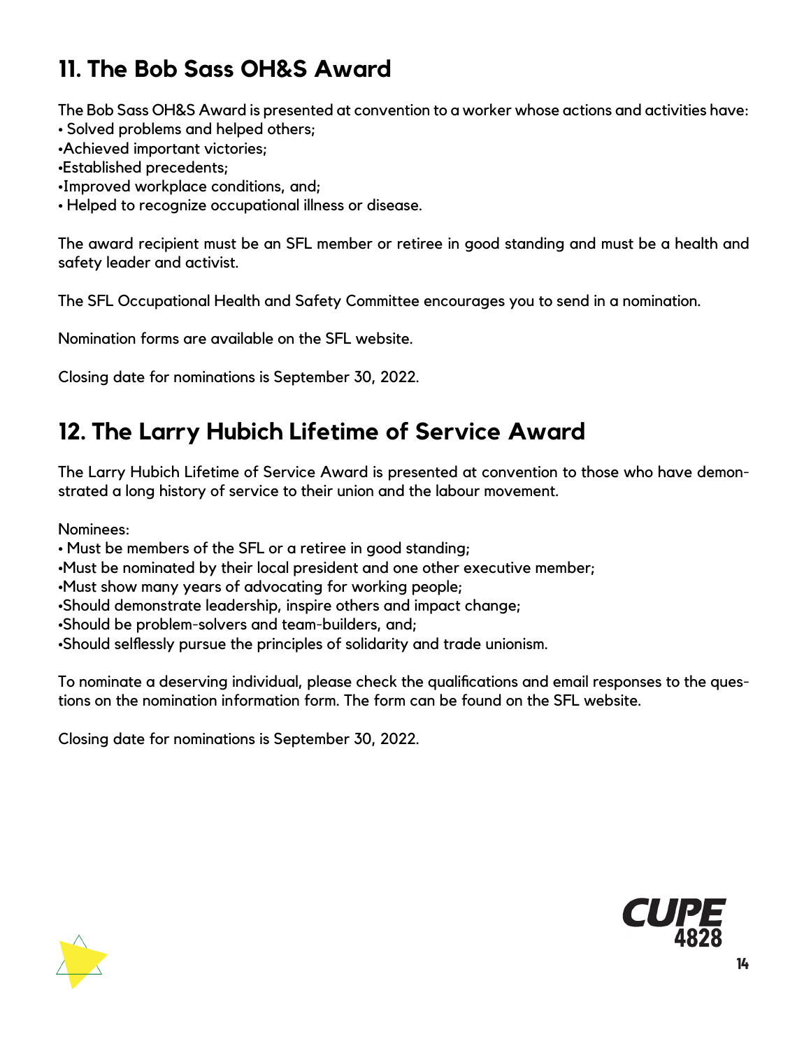## 11. The Bob Sass OH&S Award

The Bob Sass OH&S Award is presented at convention to a worker whose actions and activities have:

- Solved problems and helped others;
- Achieved important victories;
- Established precedents;
- Improved workplace conditions, and;
- Helped to recognize occupational illness or disease.

The award recipient must be an SFL member or retiree in good standing and must be a health and safety leader and activist.

The SFL Occupational Health and Safety Committee encourages you to send in a nomination.

Nomination forms are available on the SFL website.

Closing date for nominations is September 30, 2022.

## 12. The Larry Hubich Lifetime of Service Award

The Larry Hubich Lifetime of Service Award is presented at convention to those who have demonstrated a long history of service to their union and the labour movement.

Nominees:

- Must be members of the SFL or a retiree in good standing;
- Must be nominated by their local president and one other executive member;
- Must show many years of advocating for working people;
- Should demonstrate leadership, inspire others and impact change;
- Should be problem-solvers and team-builders, and;
- Should selflessly pursue the principles of solidarity and trade unionism.

To nominate a deserving individual, please check the qualifications and email responses to the questions on the nomination information form. The form can be found on the SFL website.

Closing date for nominations is September 30, 2022.